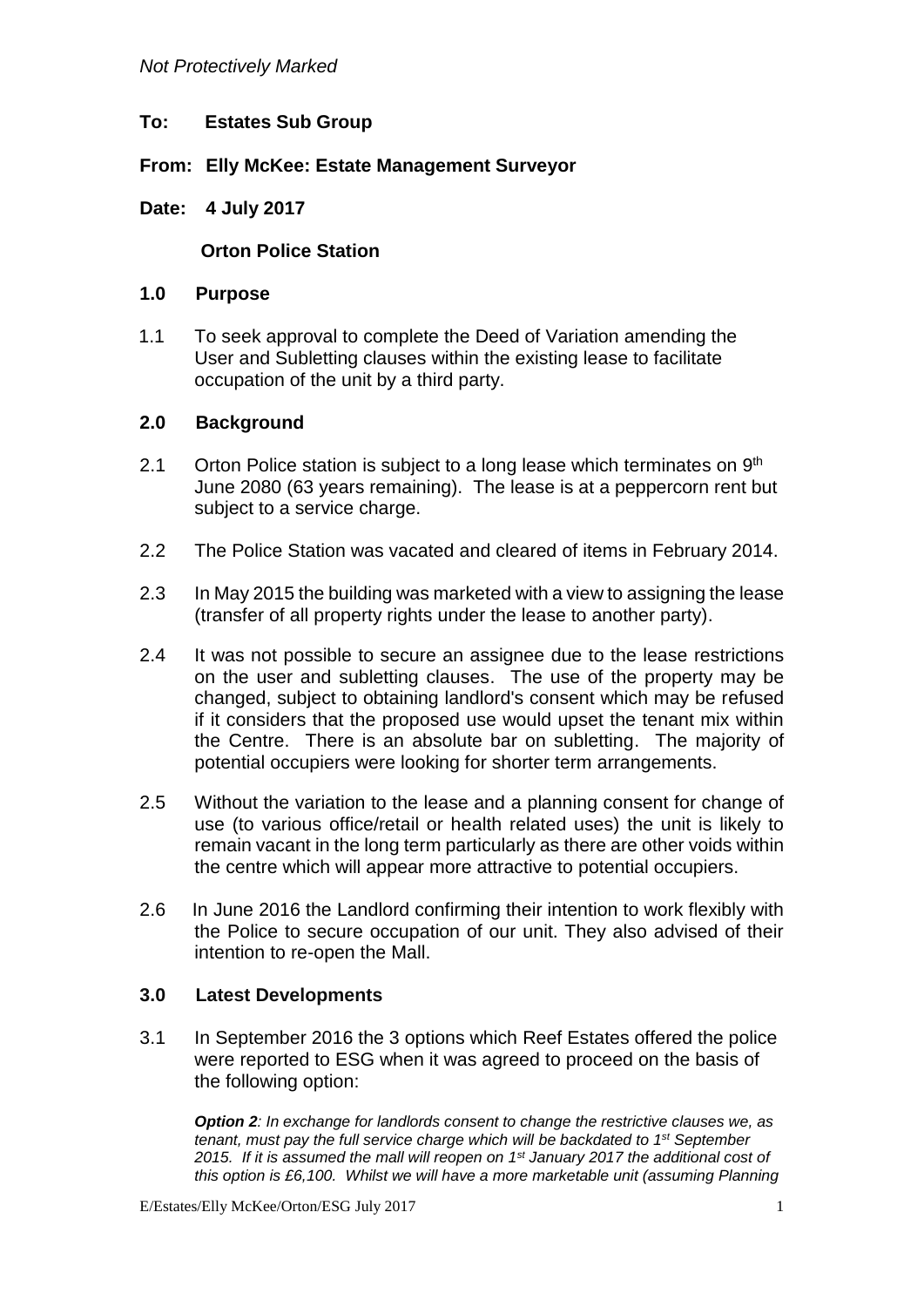*Not Protectively Marked*

**To: Estates Sub Group**

**From: Elly McKee: Estate Management Surveyor**

**Date: 4 July 2017**

## Orton Police Station

### 1.0 Purpose

1.1 To seek approval to complete the Deed of Variation amending the User and Subletting clauses within the existing lease to facilitate occupation of the unit by a third party.

### 2.0 Background

2.1 Orton Police station is subject to a long lease which terminates on 9th June 2080 (63 years remaining). The lease is at a peppercorn rent but subject to a service charge.

2.2 The Police Station was vacated and cleared of items in February 2014.

2.3 In May 2015 the building was marketed with a view to assigning the lease (transfer of all property rights under the lease to another party).

2.4 It was not possible to secure an assignee due to the lease restrictions on the user and subletting clauses. The use of the property may be changed, subject to obtaining landlord's consent which may be refused if it considers that the proposed use would upset the tenant mix within the Centre. There is an absolute bar on subletting. The majority of potential occupiers were looking for shorter term arrangements.

2.5 Without the variation to the lease and a planning consent for change of use (to various office/retail or health related uses) the unit is likely to remain vacant in the long term particularly as there are other voids within the centre which will appear more attractive to potential occupiers.

2.6 In June 2016 the Landlord confirming their intention to work flexibly with the Police to secure occupation of our unit. They also advised of their intention to re-open the Mall.

### 3.0 Latest Developments

3.1 In September 2016 the 3 options which Reef Estates offered the police were reported to ESG when it was agreed to proceed on the basis of the following option:

> ***Option 2**: In exchange for landlords consent to change the restrictive clauses we, as tenant, must pay the full service charge which will be backdated to 1st September 2015. If it is assumed the mall will reopen on 1st January 2017 the additional cost of this option is £6,100. Whilst we will have a more marketable unit (assuming Planning*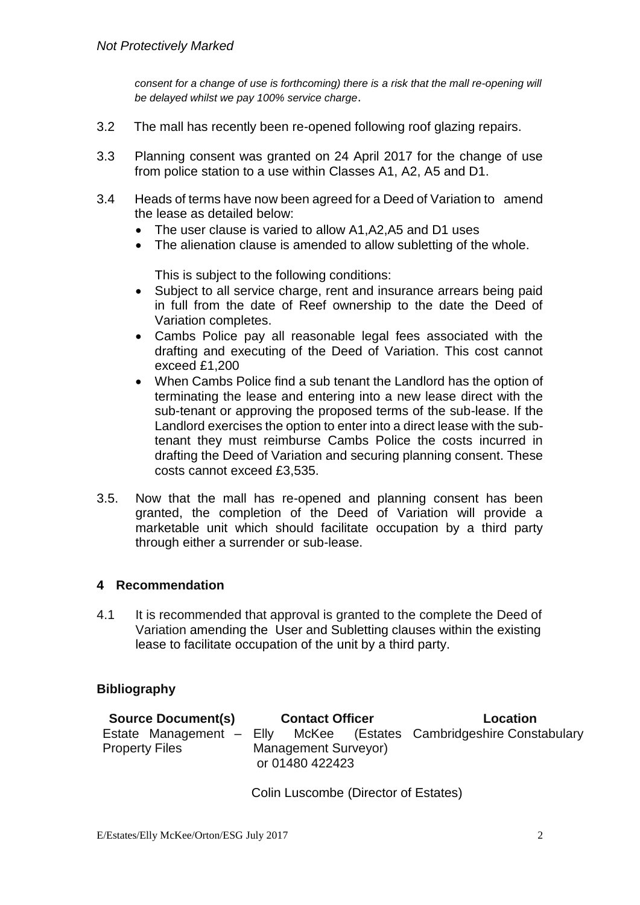*consent for a change of use is forthcoming) there is a risk that the mall re-opening will be delayed whilst we pay 100% service charge*.

3.2 The mall has recently been re-opened following roof glazing repairs.

3.3 Planning consent was granted on 24 April 2017 for the change of use from police station to a use within Classes A1, A2, A5 and D1.

3.4 Heads of terms have now been agreed for a Deed of Variation to amend the lease as detailed below:

- The user clause is varied to allow A1,A2,A5 and D1 uses
- The alienation clause is amended to allow subletting of the whole.

This is subject to the following conditions:

- Subject to all service charge, rent and insurance arrears being paid in full from the date of Reef ownership to the date the Deed of Variation completes.
- Cambs Police pay all reasonable legal fees associated with the drafting and executing of the Deed of Variation. This cost cannot exceed £1,200
- When Cambs Police find a sub tenant the Landlord has the option of terminating the lease and entering into a new lease direct with the sub-tenant or approving the proposed terms of the sub-lease. If the Landlord exercises the option to enter into a direct lease with the sub-tenant they must reimburse Cambs Police the costs incurred in drafting the Deed of Variation and securing planning consent. These costs cannot exceed £3,535.

3.5. Now that the mall has re-opened and planning consent has been granted, the completion of the Deed of Variation will provide a marketable unit which should facilitate occupation by a third party through either a surrender or sub-lease.

## 4 Recommendation

4.1 It is recommended that approval is granted to the complete the Deed of Variation amending the User and Subletting clauses within the existing lease to facilitate occupation of the unit by a third party.

## Bibliography

| Source Document(s) | Contact Officer | Location |
|---|---|---|
| Estate Management – Property Files | Elly McKee (Estates Management Surveyor) or 01480 422423 | Cambridgeshire Constabulary |
| | Colin Luscombe (Director of Estates) | |

E/Estates/Elly McKee/Orton/ESG July 2017